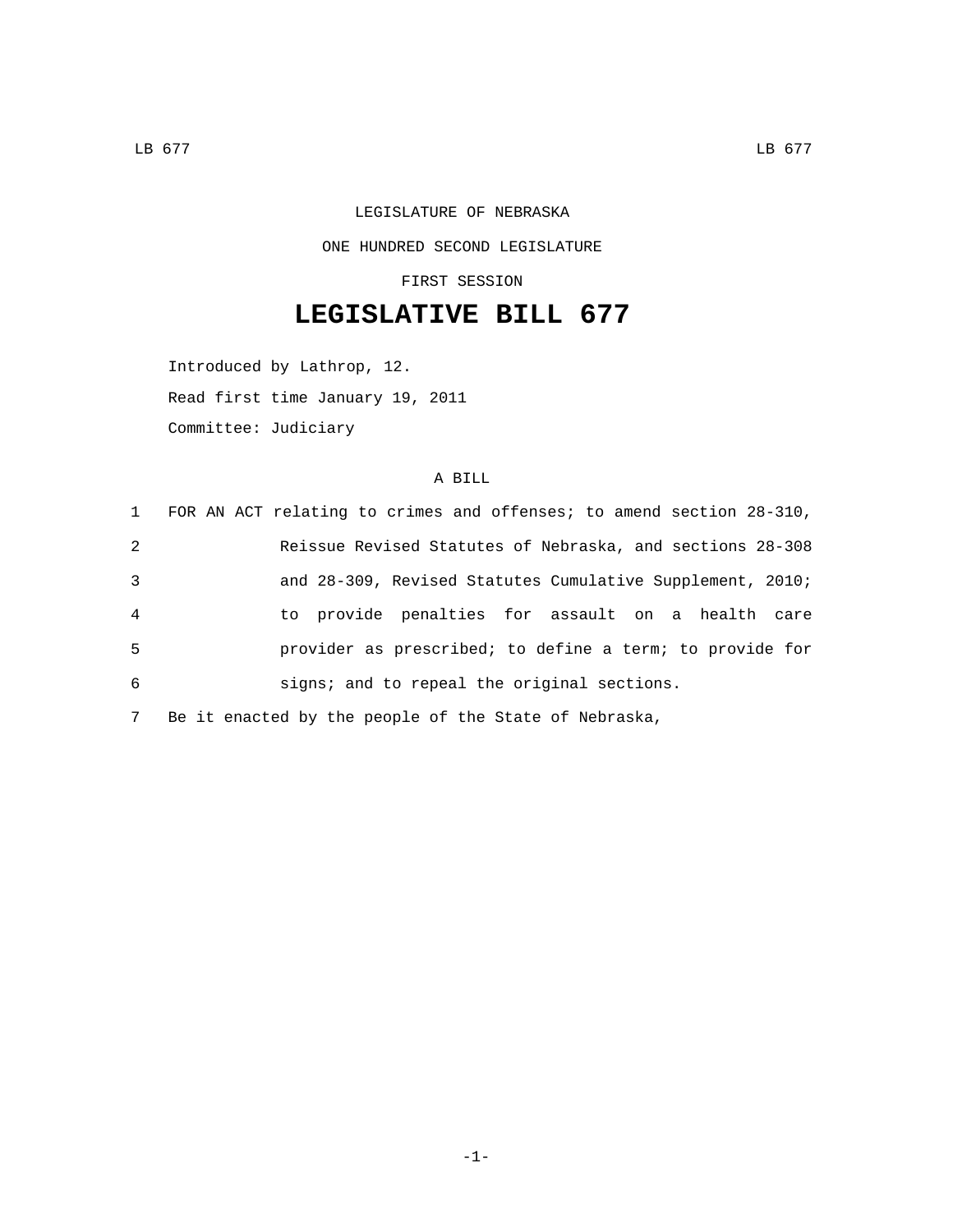LEGISLATURE OF NEBRASKA

ONE HUNDRED SECOND LEGISLATURE

FIRST SESSION

# LEGISLATIVE BILL 677

Introduced by Lathrop, 12.

Read first time January 19, 2011

Committee: Judiciary

A BILL

1 FOR AN ACT relating to crimes and offenses; to amend section 28-310,
2 Reissue Revised Statutes of Nebraska, and sections 28-308
3 and 28-309, Revised Statutes Cumulative Supplement, 2010;
4 to provide penalties for assault on a health care
5 provider as prescribed; to define a term; to provide for
6 signs; and to repeal the original sections.
7 Be it enacted by the people of the State of Nebraska,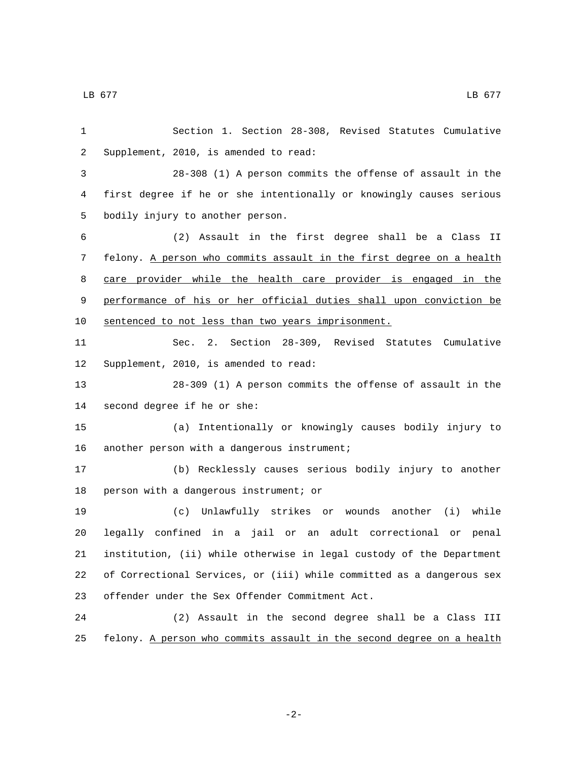Section 1. Section 28-308, Revised Statutes Cumulative Supplement, 2010, is amended to read:

28-308 (1) A person commits the offense of assault in the first degree if he or she intentionally or knowingly causes serious bodily injury to another person.

(2) Assault in the first degree shall be a Class II felony. A person who commits assault in the first degree on a health care provider while the health care provider is engaged in the performance of his or her official duties shall upon conviction be sentenced to not less than two years imprisonment.

Sec. 2. Section 28-309, Revised Statutes Cumulative Supplement, 2010, is amended to read:

28-309 (1) A person commits the offense of assault in the second degree if he or she:

(a) Intentionally or knowingly causes bodily injury to another person with a dangerous instrument;

(b) Recklessly causes serious bodily injury to another person with a dangerous instrument; or

(c) Unlawfully strikes or wounds another (i) while legally confined in a jail or an adult correctional or penal institution, (ii) while otherwise in legal custody of the Department of Correctional Services, or (iii) while committed as a dangerous sex offender under the Sex Offender Commitment Act.

(2) Assault in the second degree shall be a Class III felony. A person who commits assault in the second degree on a health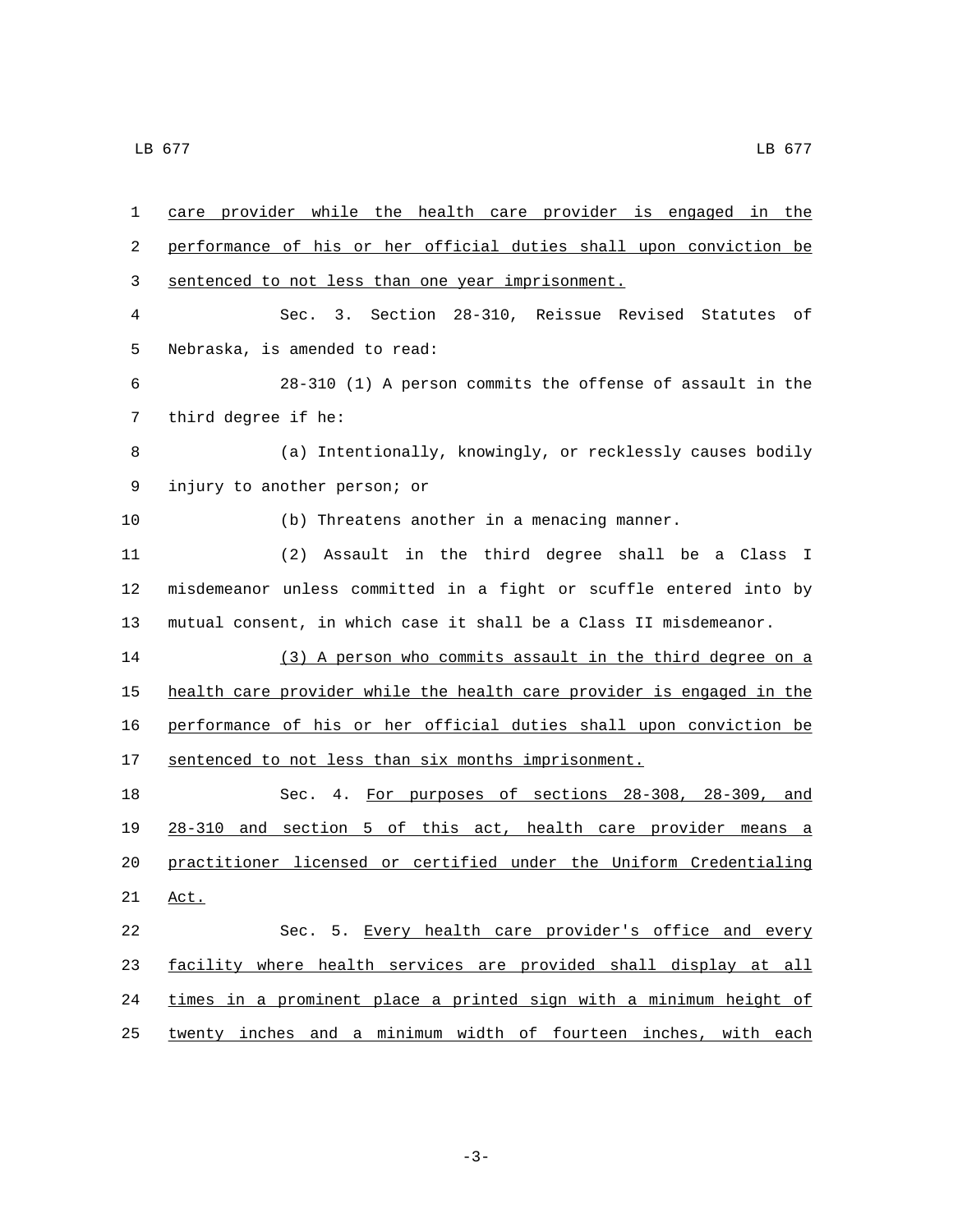care provider while the health care provider is engaged in the performance of his or her official duties shall upon conviction be sentenced to not less than one year imprisonment.

Sec. 3. Section 28-310, Reissue Revised Statutes of Nebraska, is amended to read:

28-310 (1) A person commits the offense of assault in the third degree if he:

(a) Intentionally, knowingly, or recklessly causes bodily injury to another person; or

(b) Threatens another in a menacing manner.

(2) Assault in the third degree shall be a Class I misdemeanor unless committed in a fight or scuffle entered into by mutual consent, in which case it shall be a Class II misdemeanor.

(3) A person who commits assault in the third degree on a health care provider while the health care provider is engaged in the performance of his or her official duties shall upon conviction be sentenced to not less than six months imprisonment.

Sec. 4. For purposes of sections 28-308, 28-309, and 28-310 and section 5 of this act, health care provider means a practitioner licensed or certified under the Uniform Credentialing Act.

Sec. 5. Every health care provider's office and every facility where health services are provided shall display at all times in a prominent place a printed sign with a minimum height of twenty inches and a minimum width of fourteen inches, with each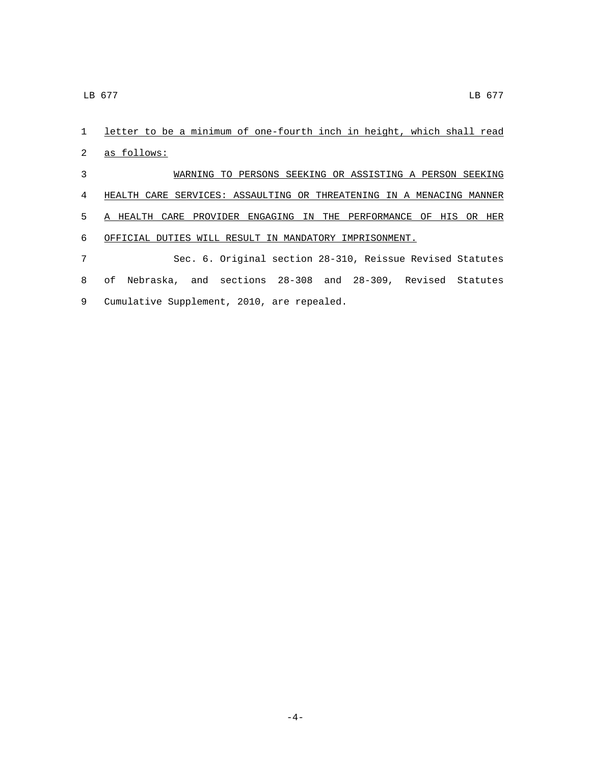letter to be a minimum of one-fourth inch in height, which shall read as follows:

WARNING TO PERSONS SEEKING OR ASSISTING A PERSON SEEKING HEALTH CARE SERVICES: ASSAULTING OR THREATENING IN A MENACING MANNER A HEALTH CARE PROVIDER ENGAGING IN THE PERFORMANCE OF HIS OR HER OFFICIAL DUTIES WILL RESULT IN MANDATORY IMPRISONMENT.

Sec. 6. Original section 28-310, Reissue Revised Statutes of Nebraska, and sections 28-308 and 28-309, Revised Statutes Cumulative Supplement, 2010, are repealed.